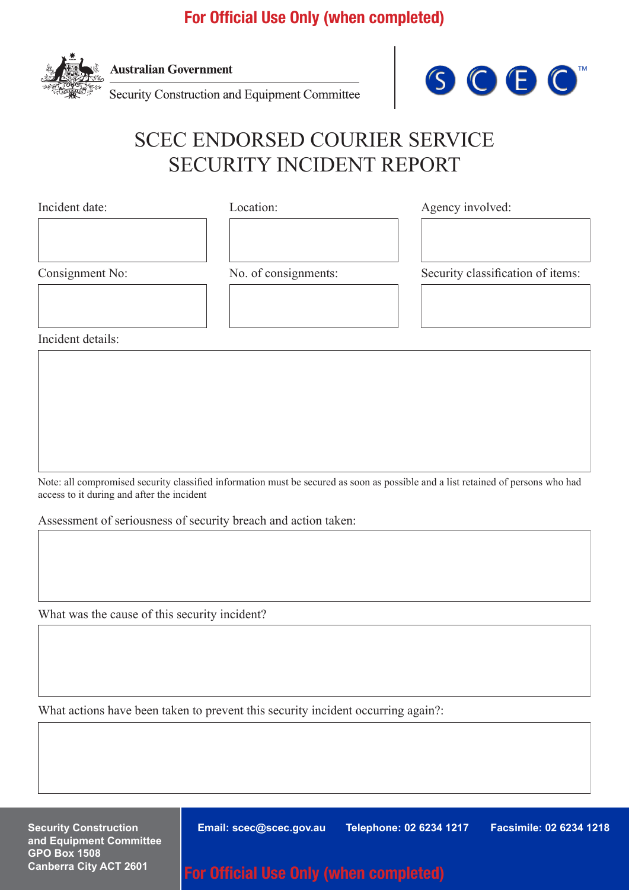**For Official Use Only (when completed)**

**Australian Government**

Security Construction and Equipment Committee

SCEC™

# SCEC ENDORSED COURIER SERVICE SECURITY INCIDENT REPORT

| Incident date: | Location: | Agency involved: |
|---|---|---|
| | | |

| Consignment No: | No. of consignments: | Security classification of items: |
|---|---|---|
| | | |

Incident details:

| |
|---|
| |

Note: all compromised security classified information must be secured as soon as possible and a list retained of persons who had access to it during and after the incident

Assessment of seriousness of security breach and action taken:

| |
|---|
| |

What was the cause of this security incident?

| |
|---|
| |

What actions have been taken to prevent this security incident occurring again?:

| |
|---|
| |

**Security Construction and Equipment Committee**
**GPO Box 1508**
**Canberra City ACT 2601**

**Email: scec@scec.gov.au** **Telephone: 02 6234 1217** **Facsimile: 02 6234 1218**

**For Official Use Only (when completed)**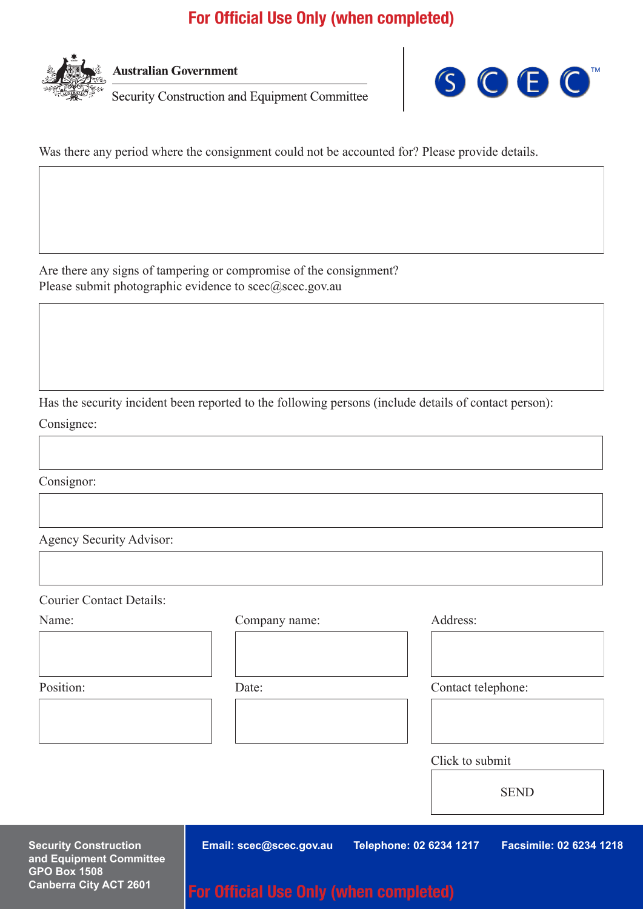Was there any period where the consignment could not be accounted for? Please provide details.

Are there any signs of tampering or compromise of the consignment?
Please submit photographic evidence to scec@scec.gov.au

Has the security incident been reported to the following persons (include details of contact person):

Consignee:

Consignor:

Agency Security Advisor:

Courier Contact Details:

Name:

Company name:

Address:

Position:

Date:

Contact telephone:

Click to submit

SEND

Security Construction and Equipment Committee
GPO Box 1508
Canberra City ACT 2601

Email: scec@scec.gov.au Telephone: 02 6234 1217 Facsimile: 02 6234 1218